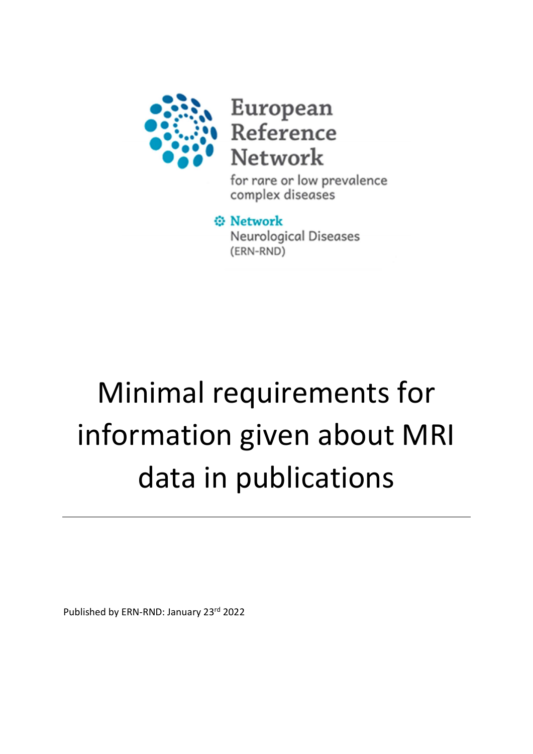European Reference Network

for rare or low prevalence complex diseases

Network Neurological Diseases (ERN-RND)

# Minimal requirements for information given about MRI data in publications

Published by ERN-RND: January 23rd 2022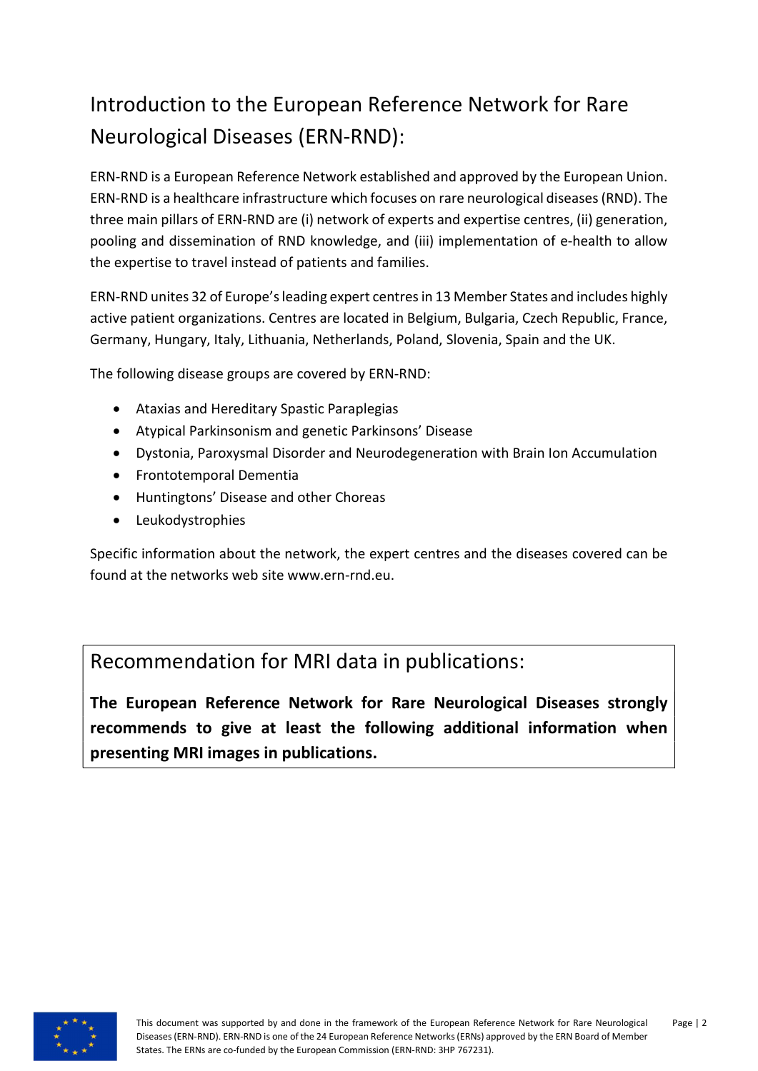# Introduction to the European Reference Network for Rare Neurological Diseases (ERN-RND):

ERN-RND is a European Reference Network established and approved by the European Union. ERN-RND is a healthcare infrastructure which focuses on rare neurological diseases (RND). The three main pillars of ERN-RND are (i) network of experts and expertise centres, (ii) generation, pooling and dissemination of RND knowledge, and (iii) implementation of e-health to allow the expertise to travel instead of patients and families.

ERN-RND unites 32 of Europe's leading expert centres in 13 Member States and includes highly active patient organizations. Centres are located in Belgium, Bulgaria, Czech Republic, France, Germany, Hungary, Italy, Lithuania, Netherlands, Poland, Slovenia, Spain and the UK.

The following disease groups are covered by ERN-RND:

- Ataxias and Hereditary Spastic Paraplegias
- Atypical Parkinsonism and genetic Parkinsons' Disease
- Dystonia, Paroxysmal Disorder and Neurodegeneration with Brain Ion Accumulation
- Frontotemporal Dementia
- Huntingtons' Disease and other Choreas
- Leukodystrophies

Specific information about the network, the expert centres and the diseases covered can be found at the networks web site www.ern-rnd.eu.

## Recommendation for MRI data in publications:

**The European Reference Network for Rare Neurological Diseases strongly recommends to give at least the following additional information when presenting MRI images in publications.**

This document was supported by and done in the framework of the European Reference Network for Rare Neurological Diseases (ERN-RND). ERN-RND is one of the 24 European Reference Networks (ERNs) approved by the ERN Board of Member States. The ERNs are co-funded by the European Commission (ERN-RND: 3HP 767231).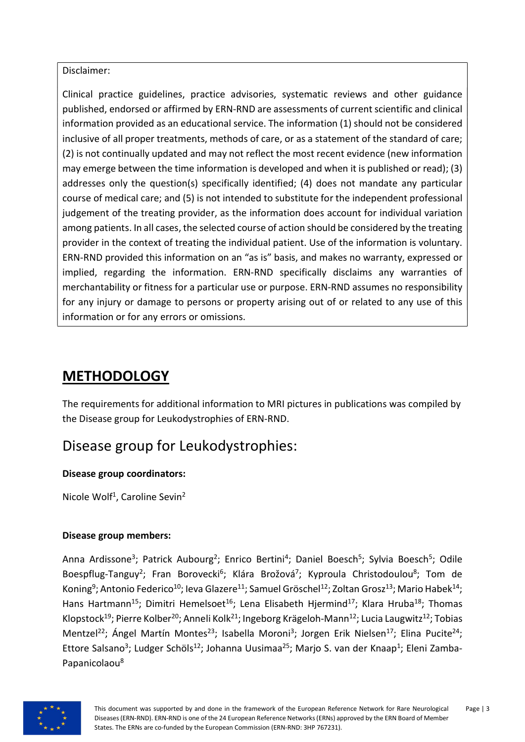Disclaimer:

Clinical practice guidelines, practice advisories, systematic reviews and other guidance published, endorsed or affirmed by ERN-RND are assessments of current scientific and clinical information provided as an educational service. The information (1) should not be considered inclusive of all proper treatments, methods of care, or as a statement of the standard of care; (2) is not continually updated and may not reflect the most recent evidence (new information may emerge between the time information is developed and when it is published or read); (3) addresses only the question(s) specifically identified; (4) does not mandate any particular course of medical care; and (5) is not intended to substitute for the independent professional judgement of the treating provider, as the information does account for individual variation among patients. In all cases, the selected course of action should be considered by the treating provider in the context of treating the individual patient. Use of the information is voluntary. ERN-RND provided this information on an "as is" basis, and makes no warranty, expressed or implied, regarding the information. ERN-RND specifically disclaims any warranties of merchantability or fitness for a particular use or purpose. ERN-RND assumes no responsibility for any injury or damage to persons or property arising out of or related to any use of this information or for any errors or omissions.

# METHODOLOGY

The requirements for additional information to MRI pictures in publications was compiled by the Disease group for Leukodystrophies of ERN-RND.

## Disease group for Leukodystrophies:

**Disease group coordinators:**

Nicole Wolf[1], Caroline Sevin[2]

**Disease group members:**

Anna Ardissone[3]; Patrick Aubourg[2]; Enrico Bertini[4]; Daniel Boesch[5]; Sylvia Boesch[5]; Odile Boespflug-Tanguy[2]; Fran Borovecki[6]; Klára Brožová[7]; Kyproula Christodoulou[8]; Tom de Koning[9]; Antonio Federico[10]; Ieva Glazere[11]; Samuel Gröschel[12]; Zoltan Grosz[13]; Mario Habek[14]; Hans Hartmann[15]; Dimitri Hemelsoet[16]; Lena Elisabeth Hjermind[17]; Klara Hruba[18]; Thomas Klopstock[19]; Pierre Kolber[20]; Anneli Kolk[21]; Ingeborg Krägeloh-Mann[12]; Lucia Laugwitz[12]; Tobias Mentzel[22]; Ángel Martín Montes[23]; Isabella Moroni[3]; Jorgen Erik Nielsen[17]; Elina Pucite[24]; Ettore Salsano[3]; Ludger Schöls[12]; Johanna Uusimaa[25]; Marjo S. van der Knaap[1]; Eleni Zamba-Papanicolaou[8]

This document was supported by and done in the framework of the European Reference Network for Rare Neurological Diseases (ERN-RND). ERN-RND is one of the 24 European Reference Networks (ERNs) approved by the ERN Board of Member States. The ERNs are co-funded by the European Commission (ERN-RND: 3HP 767231).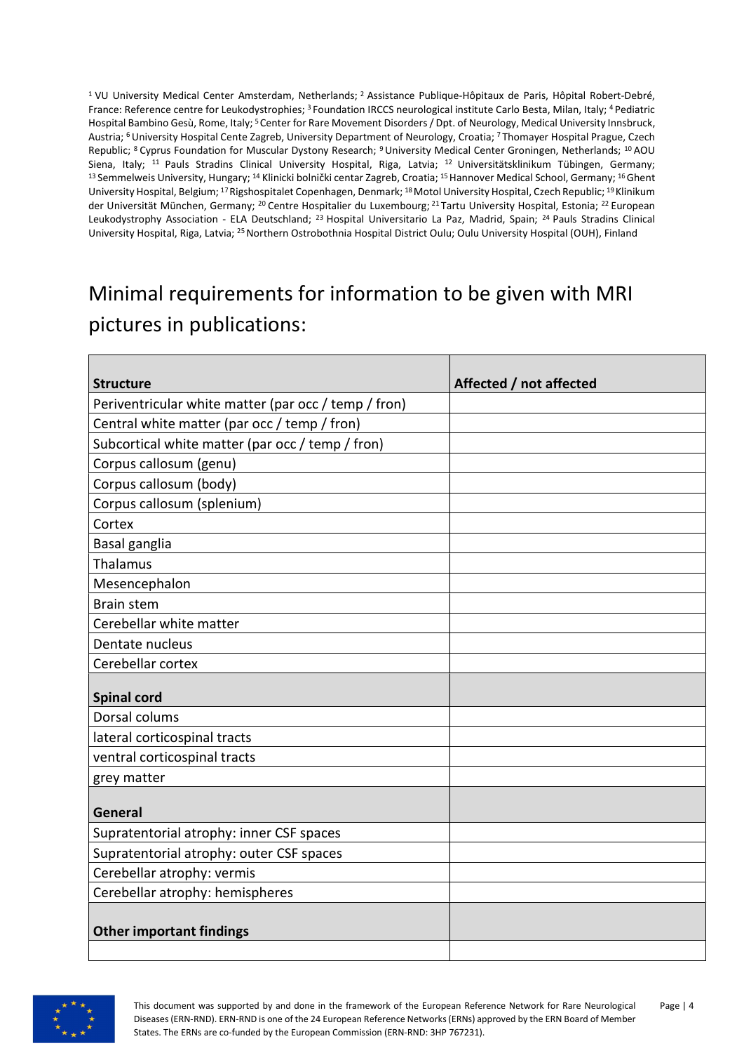[1] VU University Medical Center Amsterdam, Netherlands; [2] Assistance Publique-Hôpitaux de Paris, Hôpital Robert-Debré, France: Reference centre for Leukodystrophies; [3] Foundation IRCCS neurological institute Carlo Besta, Milan, Italy; [4] Pediatric Hospital Bambino Gesù, Rome, Italy; [5] Center for Rare Movement Disorders / Dpt. of Neurology, Medical University Innsbruck, Austria; [6] University Hospital Cente Zagreb, University Department of Neurology, Croatia; [7] Thomayer Hospital Prague, Czech Republic; [8] Cyprus Foundation for Muscular Dystony Research; [9] University Medical Center Groningen, Netherlands; [10] AOU Siena, Italy; [11] Pauls Stradins Clinical University Hospital, Riga, Latvia; [12] Universitätsklinikum Tübingen, Germany; [13] Semmelweis University, Hungary; [14] Klinicki bolnički centar Zagreb, Croatia; [15] Hannover Medical School, Germany; [16] Ghent University Hospital, Belgium; [17] Rigshospitalet Copenhagen, Denmark; [18] Motol University Hospital, Czech Republic; [19] Klinikum der Universität München, Germany; [20] Centre Hospitalier du Luxembourg; [21] Tartu University Hospital, Estonia; [22] European Leukodystrophy Association - ELA Deutschland; [23] Hospital Universitario La Paz, Madrid, Spain; [24] Pauls Stradins Clinical University Hospital, Riga, Latvia; [25] Northern Ostrobothnia Hospital District Oulu; Oulu University Hospital (OUH), Finland

## Minimal requirements for information to be given with MRI pictures in publications:

| **Structure** | **Affected / not affected** |
|---|---|
| Periventricular white matter (par occ / temp / fron) | |
| Central white matter (par occ / temp / fron) | |
| Subcortical white matter (par occ / temp / fron) | |
| Corpus callosum (genu) | |
| Corpus callosum (body) | |
| Corpus callosum (splenium) | |
| Cortex | |
| Basal ganglia | |
| Thalamus | |
| Mesencephalon | |
| Brain stem | |
| Cerebellar white matter | |
| Dentate nucleus | |
| Cerebellar cortex | |
| **Spinal cord** | |
| Dorsal colums | |
| lateral corticospinal tracts | |
| ventral corticospinal tracts | |
| grey matter | |
| **General** | |
| Supratentorial atrophy: inner CSF spaces | |
| Supratentorial atrophy: outer CSF spaces | |
| Cerebellar atrophy: vermis | |
| Cerebellar atrophy: hemispheres | |
| **Other important findings** | |
| | |

This document was supported by and done in the framework of the European Reference Network for Rare Neurological Diseases (ERN-RND). ERN-RND is one of the 24 European Reference Networks (ERNs) approved by the ERN Board of Member States. The ERNs are co-funded by the European Commission (ERN-RND: 3HP 767231).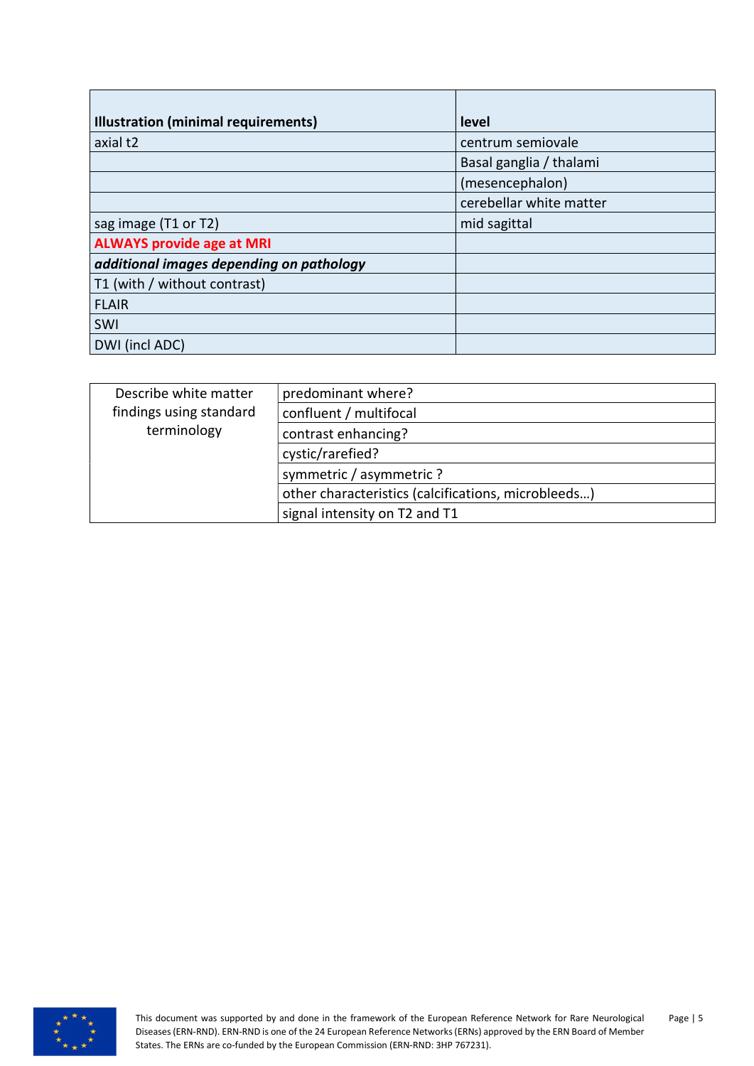| Illustration (minimal requirements) | level |
|---|---|
| axial t2 | centrum semiovale |
| | Basal ganglia / thalami |
| | (mesencephalon) |
| | cerebellar white matter |
| sag image (T1 or T2) | mid sagittal |
| **ALWAYS provide age at MRI** | |
| ***additional images depending on pathology*** | |
| T1 (with / without contrast) | |
| FLAIR | |
| SWI | |
| DWI (incl ADC) | |

| | |
|---|---|
| Describe white matter findings using standard terminology | predominant where? |
| | confluent / multifocal |
| | contrast enhancing? |
| | cystic/rarefied? |
| | symmetric / asymmetric ? |
| | other characteristics (calcifications, microbleeds…) |
| | signal intensity on T2 and T1 |

This document was supported by and done in the framework of the European Reference Network for Rare Neurological Diseases (ERN-RND). ERN-RND is one of the 24 European Reference Networks (ERNs) approved by the ERN Board of Member States. The ERNs are co-funded by the European Commission (ERN-RND: 3HP 767231).